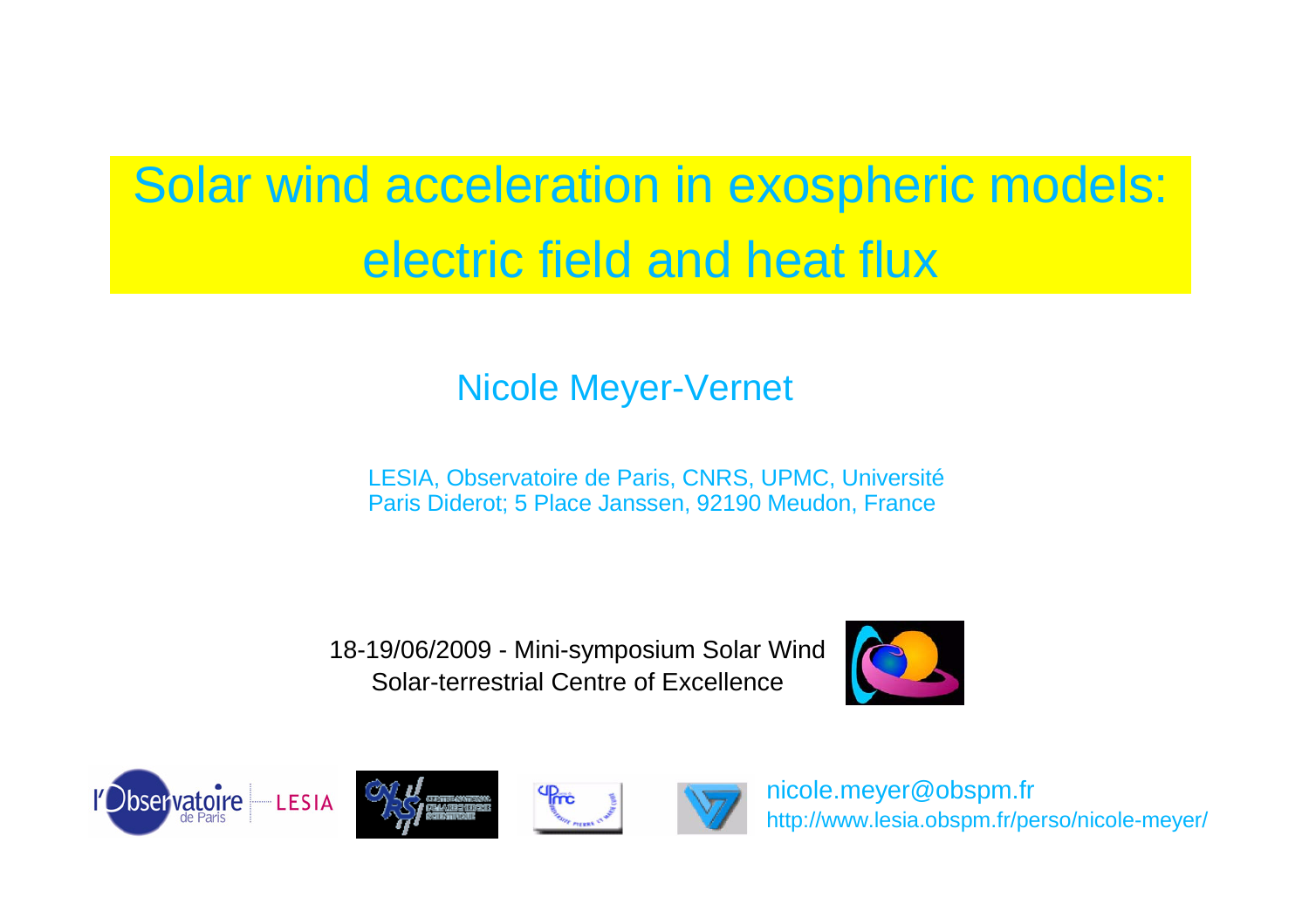# Solar wind acceleration in exospheric models: electric field and heat flux

Nicole Meyer-Vernet

LESIA, Observatoire de Paris, CNRS, UPMC, Université Paris Diderot; 5 Place Janssen, 92190 Meudon, France

18-19/06/2009 - Mini-symposium Solar Wind
Solar-terrestrial Centre of Excellence

nicole.meyer@obspm.fr
http://www.lesia.obspm.fr/perso/nicole-meyer/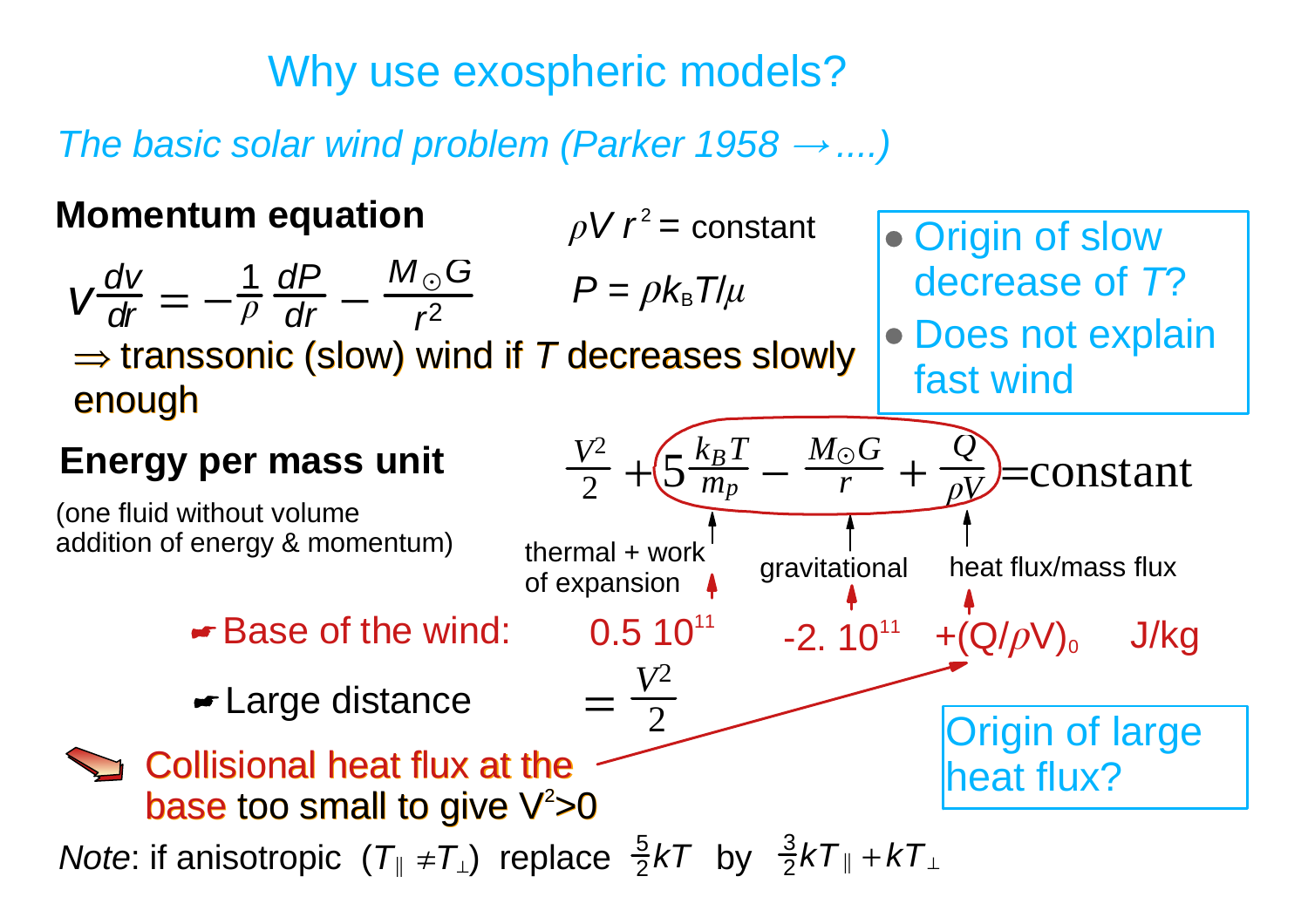# Why use exospheric models?

*The basic solar wind problem (Parker 1958 → ....)*

**Momentum equation**

$$V\frac{dv}{dr} = -\frac{1}{\rho}\frac{dP}{dr} - \frac{M_{\odot}G}{r^2}$$

$\rho V r^2$ = constant

$P = \rho k_B T/\mu$

⇒ transsonic (slow) wind if $T$ decreases slowly enough

- Origin of slow decrease of $T$?
- Does not explain fast wind

**Energy per mass unit**

(one fluid without volume addition of energy & momentum)

$$\frac{V^2}{2} + 5\frac{k_B T}{m_p} - \frac{M_{\odot}G}{r} + \frac{Q}{\rho V} = \text{constant}$$

thermal + work of expansion | gravitational | heat flux/mass flux

- Base of the wind: $0.5\ 10^{11}$ $-2.\ 10^{11}$ $+(Q/\rho V)_0$ J/kg
- Large distance $= \frac{V^2}{2}$

Collisional heat flux at the base too small to give $V^2>0$

Origin of large heat flux?

*Note*: if anisotropic ($T_{\parallel} \neq T_{\perp}$) replace $\frac{5}{2}kT$ by $\frac{3}{2}kT_{\parallel} + kT_{\perp}$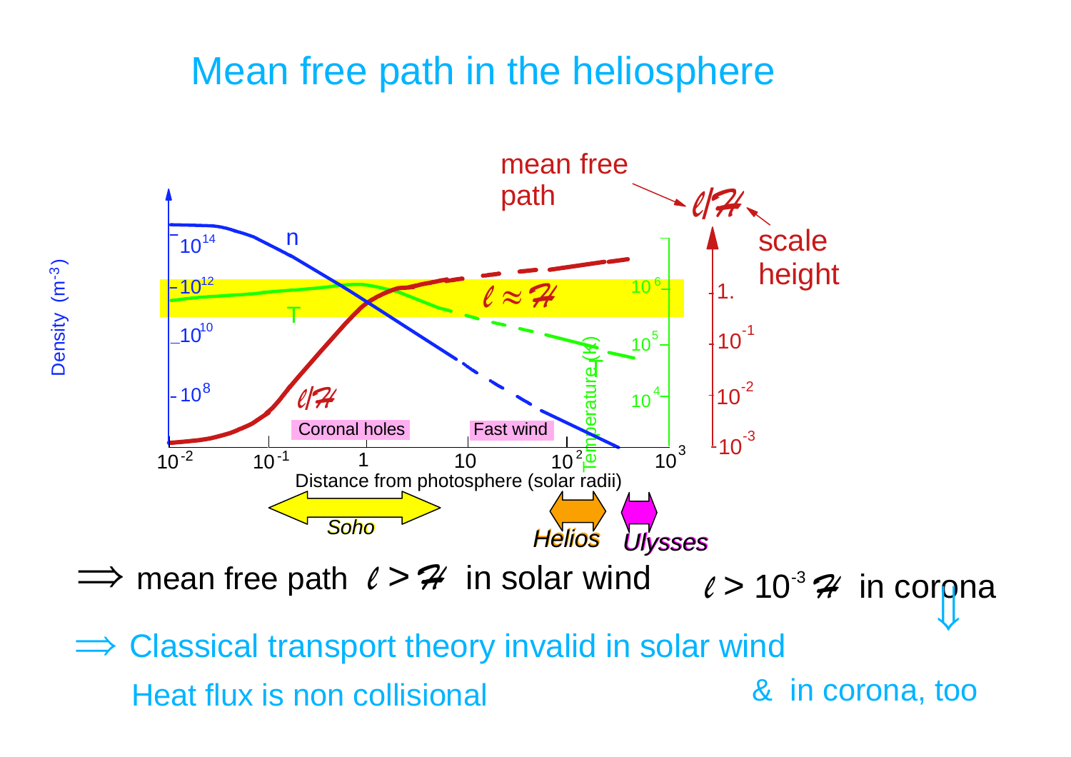# Mean free path in the heliosphere

$\Longrightarrow$ mean free path $\ell > \mathcal{H}$ in solar wind

$\ell > 10^{-3}\,\mathcal{H}$ in corona

$\Downarrow$

$\Longrightarrow$ Classical transport theory invalid in solar wind

Heat flux is non collisional

& in corona, too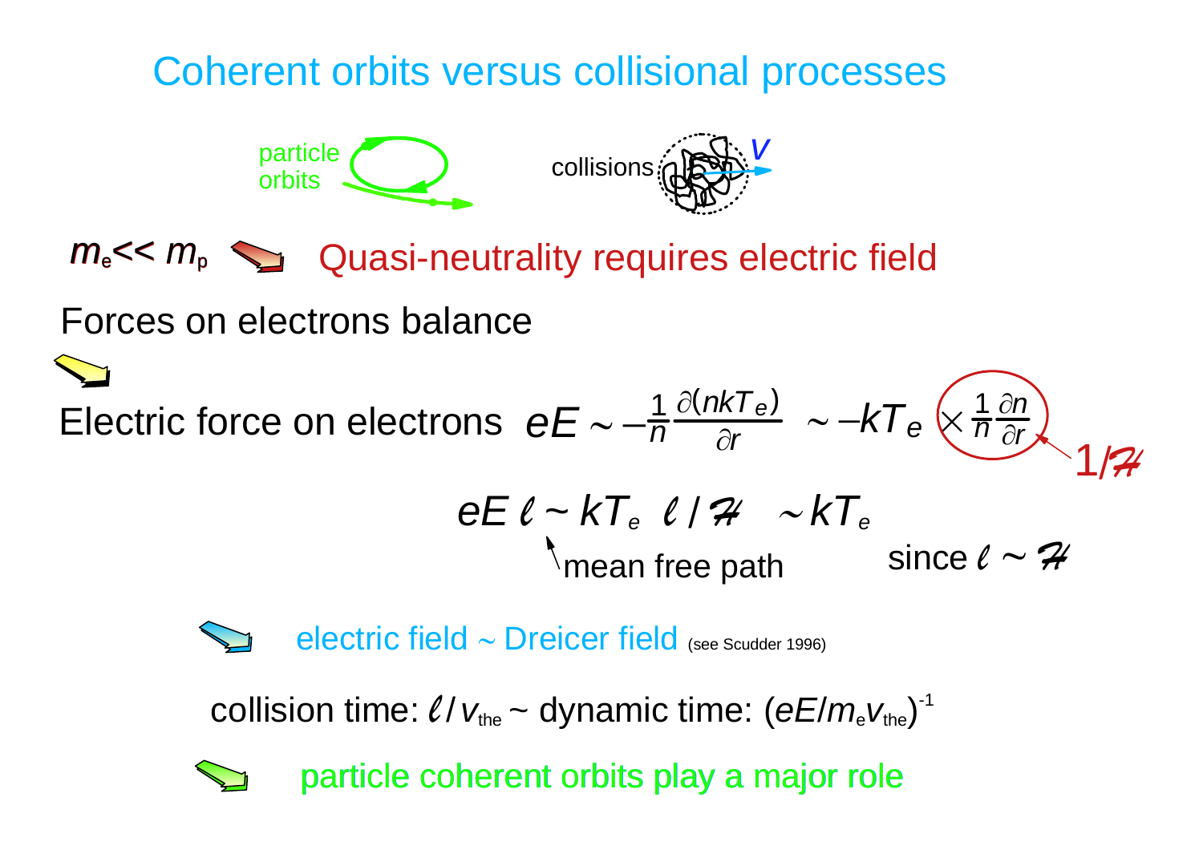# Coherent orbits versus collisional processes

particle orbits

collisions $v$

$m_e << m_p$ → Quasi-neutrality requires electric field

Forces on electrons balance

→

Electric force on electrons $eE \sim -\frac{1}{n}\frac{\partial(nkT_e)}{\partial r} \sim -kT_e \times \frac{1}{n}\frac{\partial n}{\partial r}$ ← $1/\mathcal{H}$

$$eE\,\ell \sim kT_e \;\; \ell/\mathcal{H} \;\; \sim kT_e$$

↑ mean free path — since $\ell \sim \mathcal{H}$

→ electric field ~ Dreicer field (see Scudder 1996)

collision time: $\ell/v_{the}$ ~ dynamic time: $(eE/m_e v_{the})^{-1}$

→ particle coherent orbits play a major role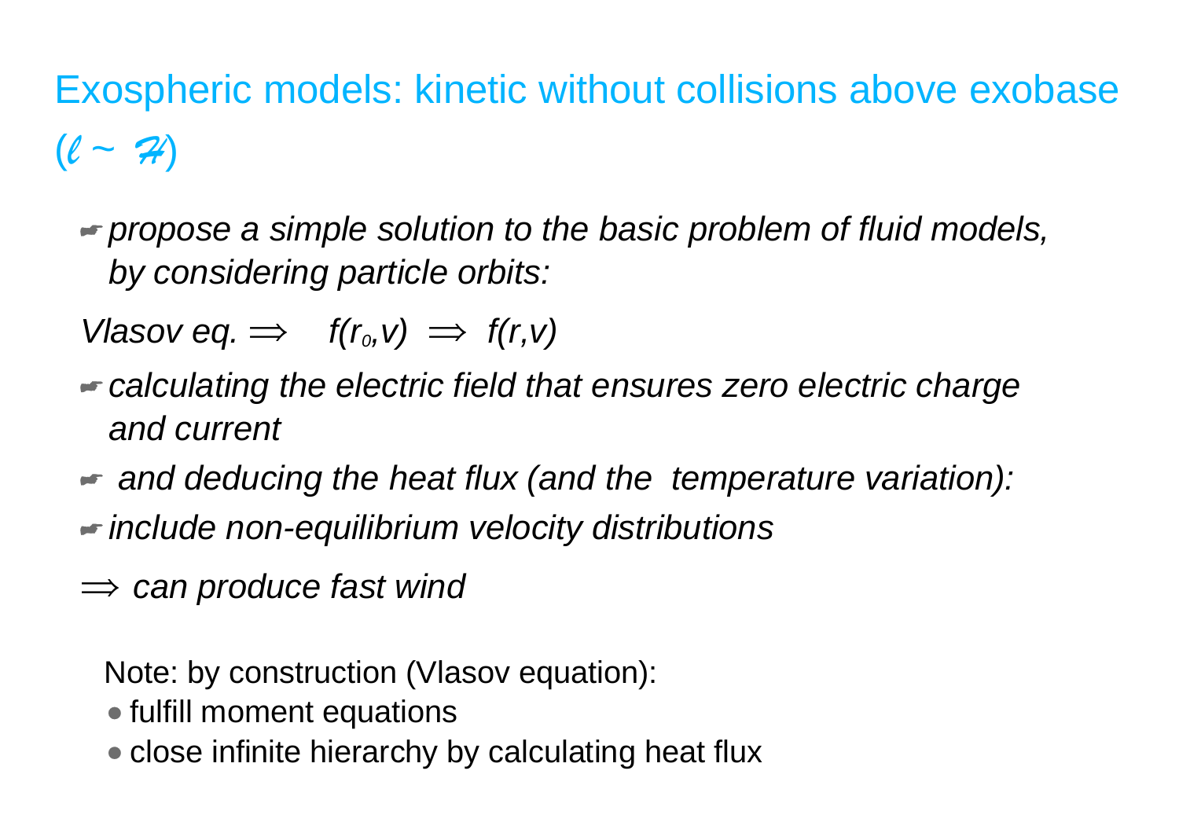# Exospheric models: kinetic without collisions above exobase ($\ell \sim \mathcal{H}$)

☛ *propose a simple solution to the basic problem of fluid models, by considering particle orbits:*

*Vlasov eq.* $\Rightarrow$ $f(r_0,v)$ $\Rightarrow$ $f(r,v)$

☛ *calculating the electric field that ensures zero electric charge and current*

☛ *and deducing the heat flux (and the temperature variation):*

☛ *include non-equilibrium velocity distributions*

$\Rightarrow$ *can produce fast wind*

Note: by construction (Vlasov equation):

- fulfill moment equations
- close infinite hierarchy by calculating heat flux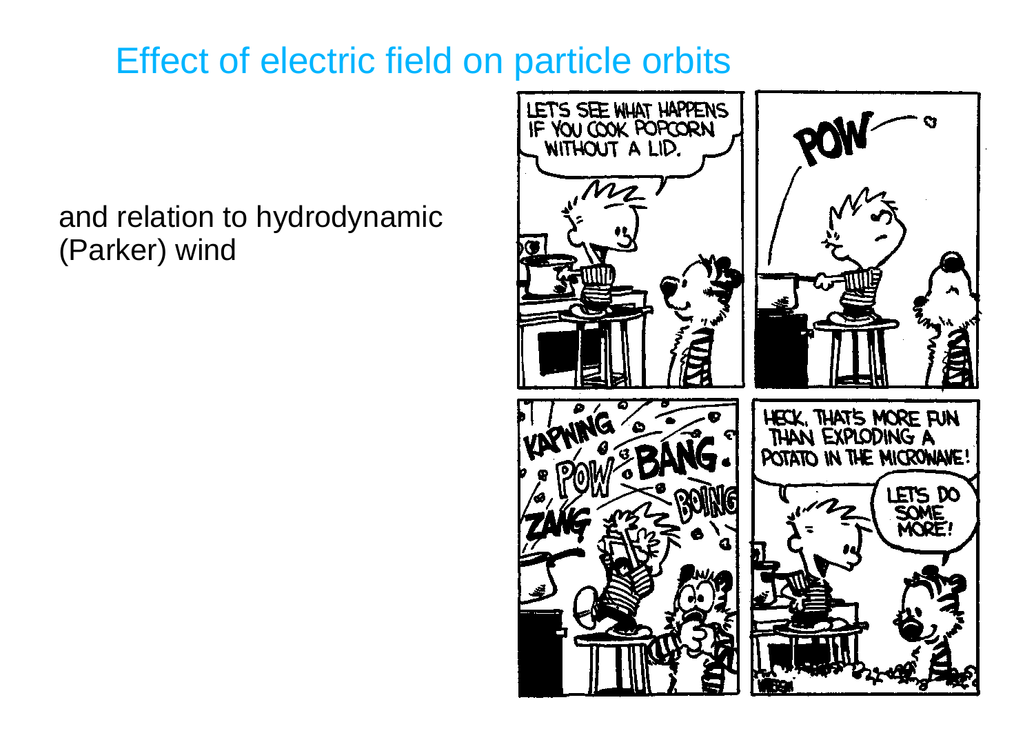# Effect of electric field on particle orbits

and relation to hydrodynamic (Parker) wind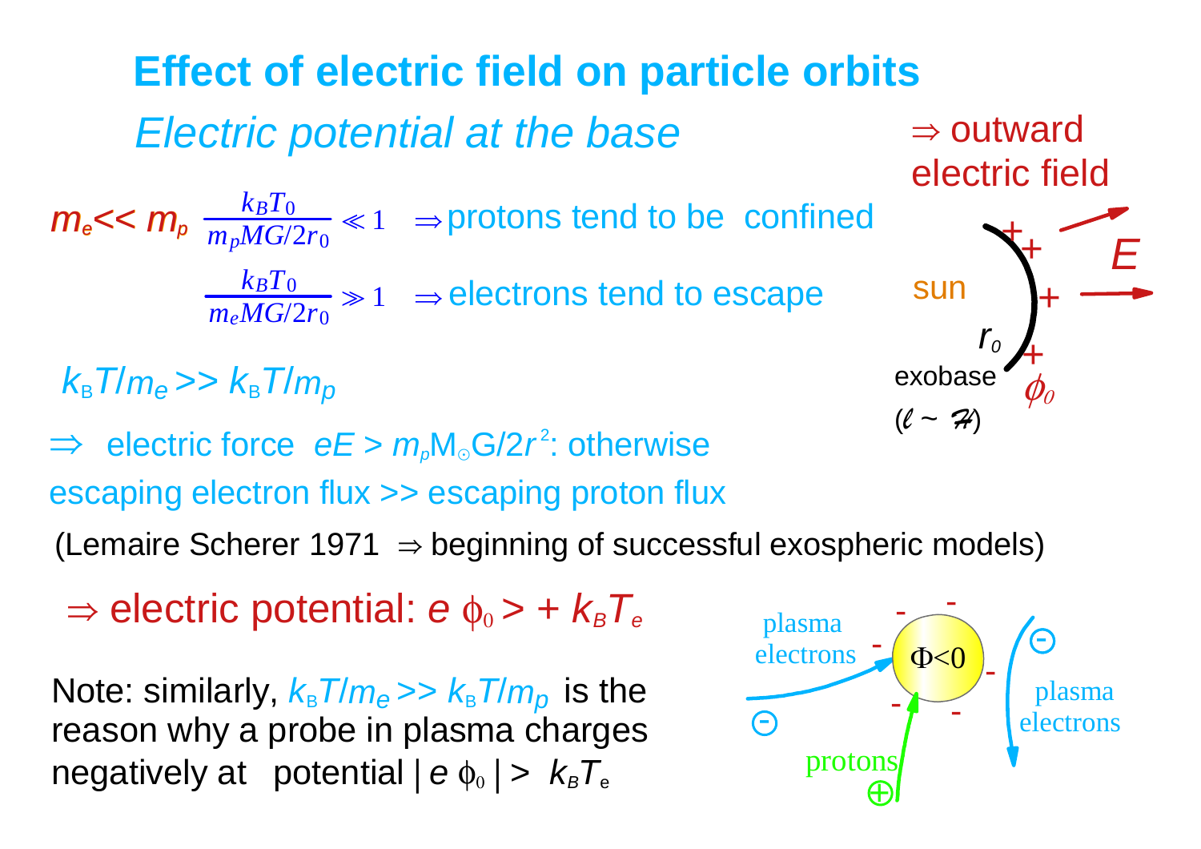# Effect of electric field on particle orbits

## *Electric potential at the base*

$m_e \ll m_p$ $\quad \dfrac{k_B T_0}{m_p MG/2r_0} \ll 1$ $\Rightarrow$ protons tend to be confined

$\dfrac{k_B T_0}{m_e MG/2r_0} \gg 1$ $\Rightarrow$ electrons tend to escape

$\Rightarrow$ outward electric field

sun

$r_0$

exobase ($\ell \sim \mathcal{H}$)

$\phi_0$

$E$

$k_B T/m_e \gg k_B T/m_p$

$\Rightarrow$ electric force $eE > m_p M_\odot G/2r^2$: otherwise escaping electron flux >> escaping proton flux

(Lemaire Scherer 1971 $\Rightarrow$ beginning of successful exospheric models)

$\Rightarrow$ electric potential: $e\,\phi_0 > + k_B T_e$

Note: similarly, $k_B T/m_e \gg k_B T/m_p$ is the reason why a probe in plasma charges negatively at potential $|e\,\phi_0| > k_B T_e$

plasma electrons

$\Phi<0$

plasma electrons

protons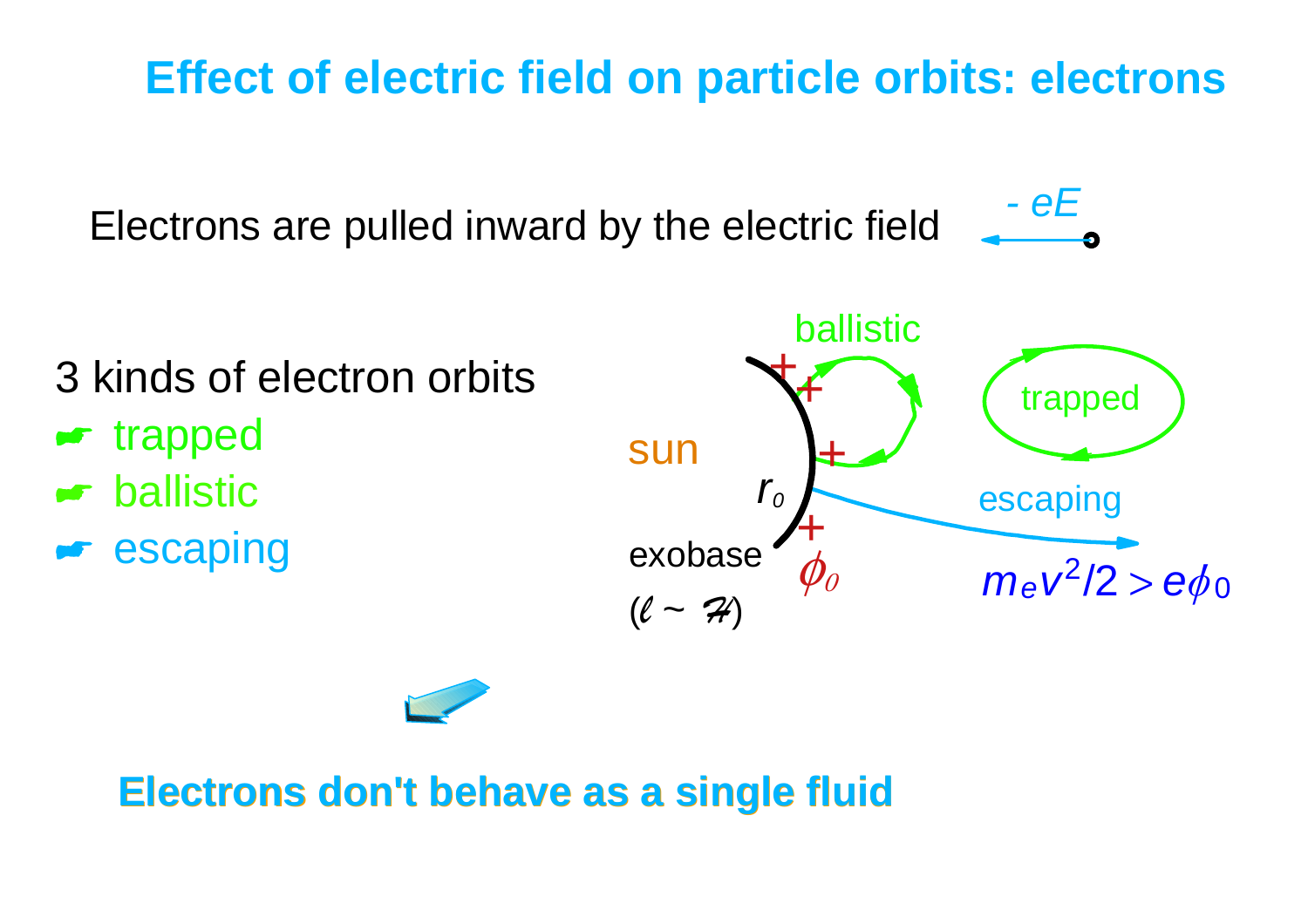# Effect of electric field on particle orbits: electrons

Electrons are pulled inward by the electric field $-eE$

3 kinds of electron orbits

- trapped
- ballistic
- escaping

sun

$r_0$

exobase

($\ell \sim \mathcal{H}$)

$\phi_0$

ballistic

trapped

escaping

$m_e v^2/2 > e\phi_0$

**Electrons don't behave as a single fluid**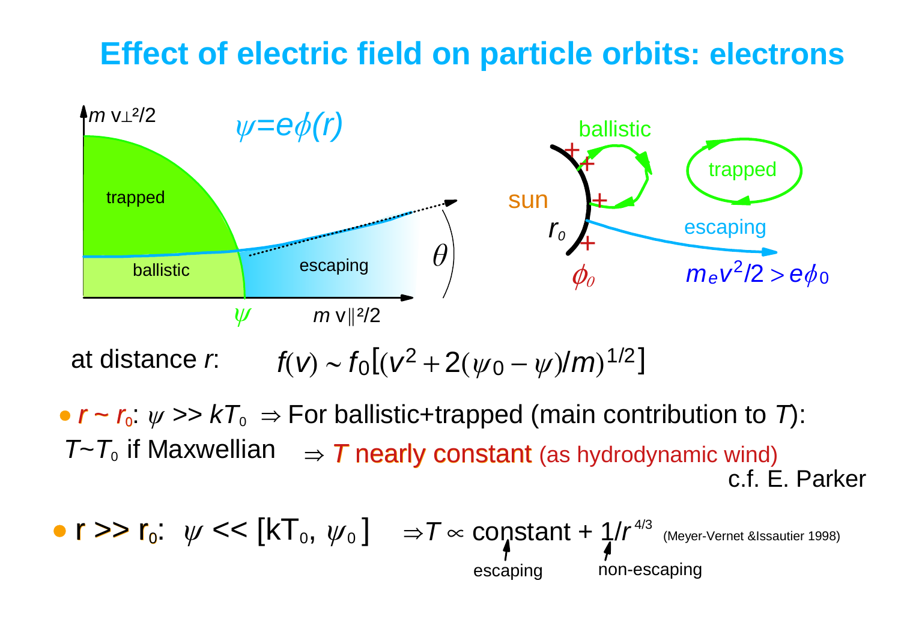# Effect of electric field on particle orbits: electrons

$m\,v_\perp^2/2$

$\psi = e\phi(r)$

trapped

ballistic

escaping

$\psi$ $m\,v_\parallel^2/2$

$\theta$

ballistic

trapped

sun

$r_0$

escaping

$\phi_0$

$m_e v^2/2 > e\phi_0$

at distance $r$: $f(v) \sim f_0\left[(v^2 + 2(\psi_0 - \psi)/m)^{1/2}\right]$

- $r \sim r_0$: $\psi >> kT_0 \Rightarrow$ For ballistic+trapped (main contribution to $T$): $T \sim T_0$ if Maxwellian $\Rightarrow$ **$T$ nearly constant** (as hydrodynamic wind)
  c.f. E. Parker

- $r >> r_0$: $\psi << [kT_0, \psi_0]$ $\Rightarrow T \propto$ constant + $1/r^{4/3}$ (Meyer-Vernet &Issautier 1998)
  escaping non-escaping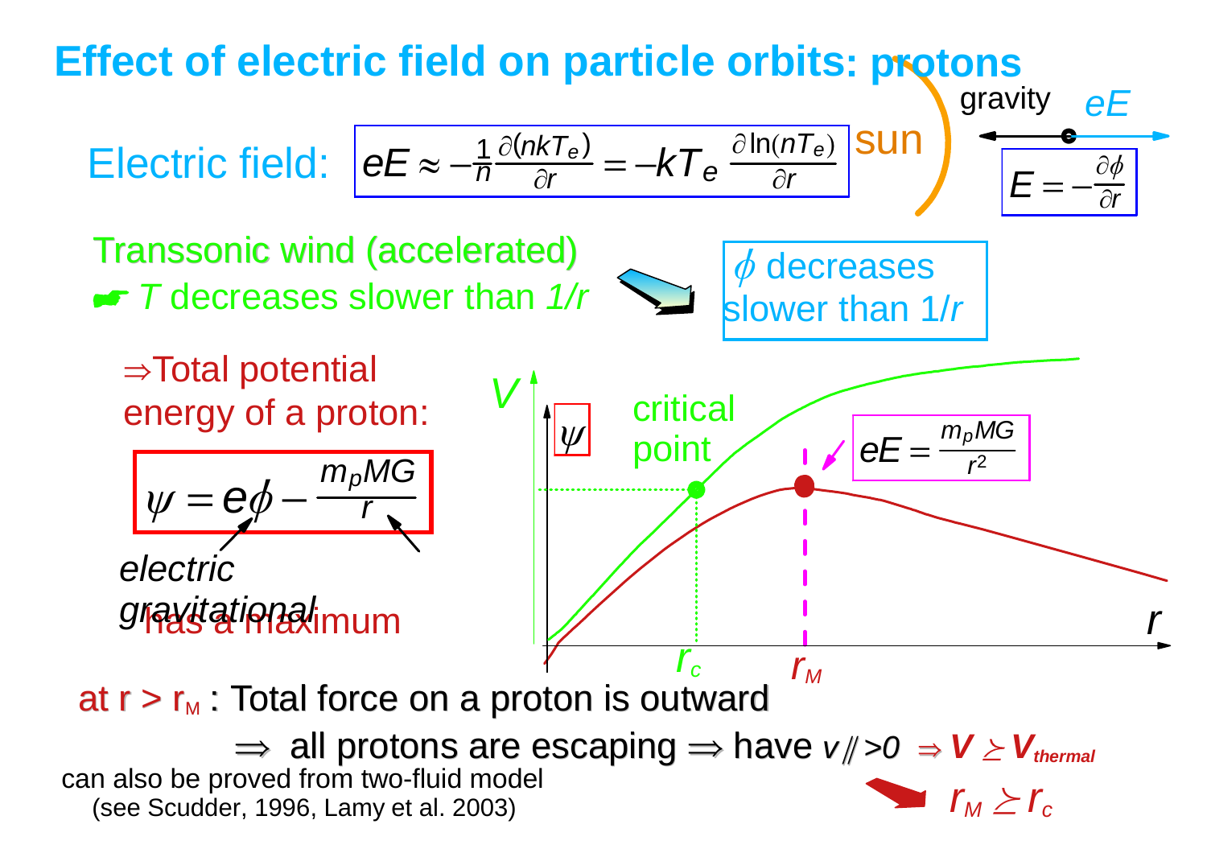# Effect of electric field on particle orbits: protons

Electric field: $$eE \approx -\frac{1}{n}\frac{\partial(nkT_e)}{\partial r} = -kT_e \frac{\partial \ln(nT_e)}{\partial r}$$

sun — gravity ← • → $eE$

$$E = -\frac{\partial \phi}{\partial r}$$

Transsonic wind (accelerated)

☛ $T$ decreases slower than $1/r$ ⇒ $\phi$ decreases slower than $1/r$

⇒Total potential energy of a proton:

$$\psi = e\phi - \frac{m_p MG}{r}$$

electric (first term), gravitational (second term)

has a maximum

$V$, $\psi$ vs $r$: critical point at $r_c$; maximum of $\psi$ at $r_M$ where $eE = \frac{m_p MG}{r^2}$

at r > $r_M$ : Total force on a proton is outward

⇒ all protons are escaping ⇒ have $v_{/\!/} > 0$ ⇒ $V \succeq V_{thermal}$ ⇒ $r_M \succeq r_c$

can also be proved from two-fluid model (see Scudder, 1996, Lamy et al. 2003)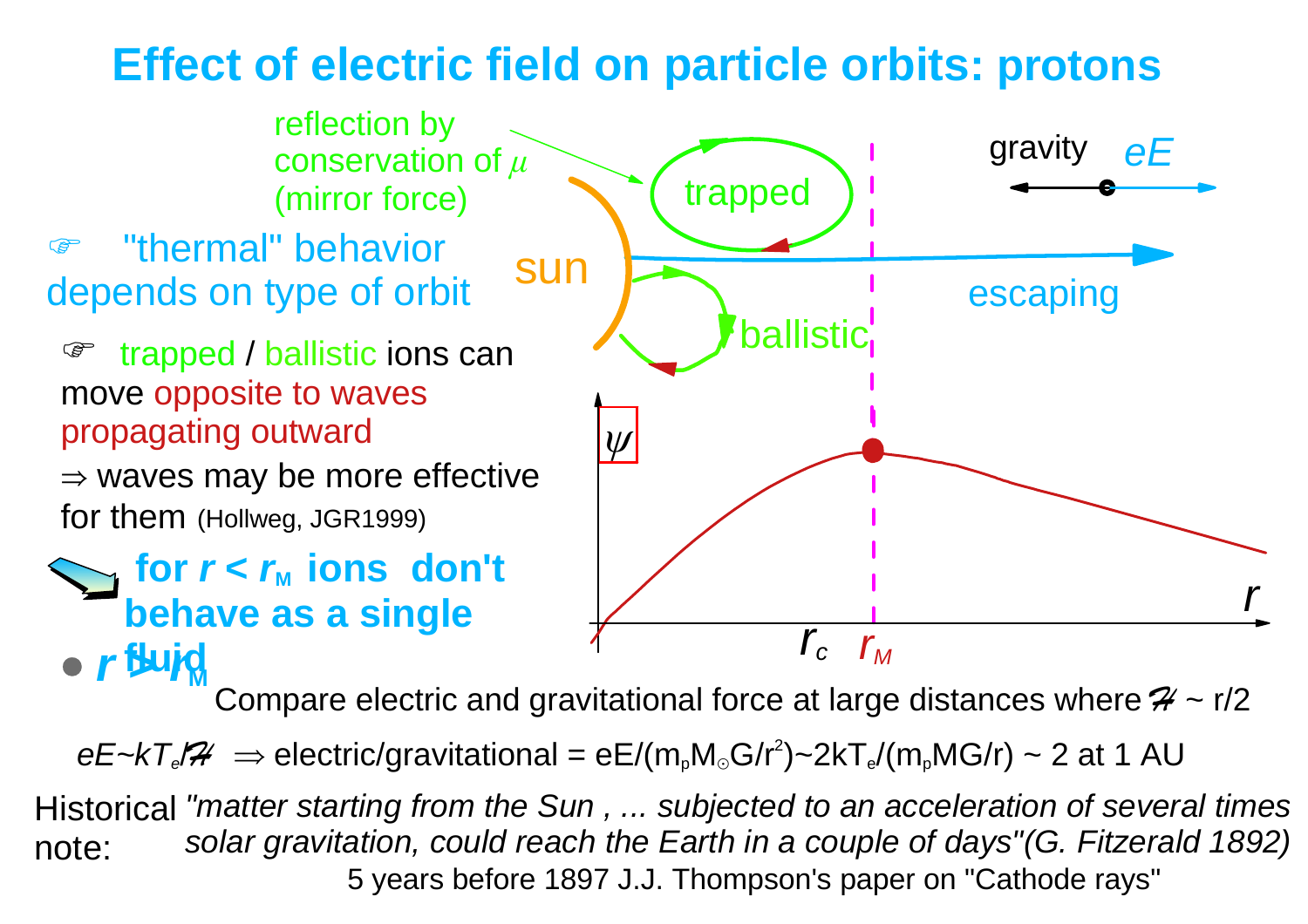# Effect of electric field on particle orbits: protons

reflection by conservation of $\mu$ (mirror force)

trapped

sun

ballistic

escaping

gravity $eE$

☞ "thermal" behavior depends on type of orbit

☞ trapped / ballistic ions can move opposite to waves propagating outward

$\Rightarrow$ waves may be more effective for them (Hollweg, JGR1999)

**for $r < r_M$ ions don't behave as a single fluid**

- $r > r_M$

$\psi$

$r_c$ $r_M$ $r$

Compare electric and gravitational force at large distances where $\mathcal{H} \sim r/2$

$eE \sim kT_e/\mathcal{H}$ $\Rightarrow$ electric/gravitational = $eE/(m_p M_{\odot} G/r^2) \sim 2kT_e/(m_p MG/r) \sim 2$ at 1 AU

Historical note: *"matter starting from the Sun , ... subjected to an acceleration of several times solar gravitation, could reach the Earth in a couple of days"(G. Fitzerald 1892)*

5 years before 1897 J.J. Thompson's paper on "Cathode rays"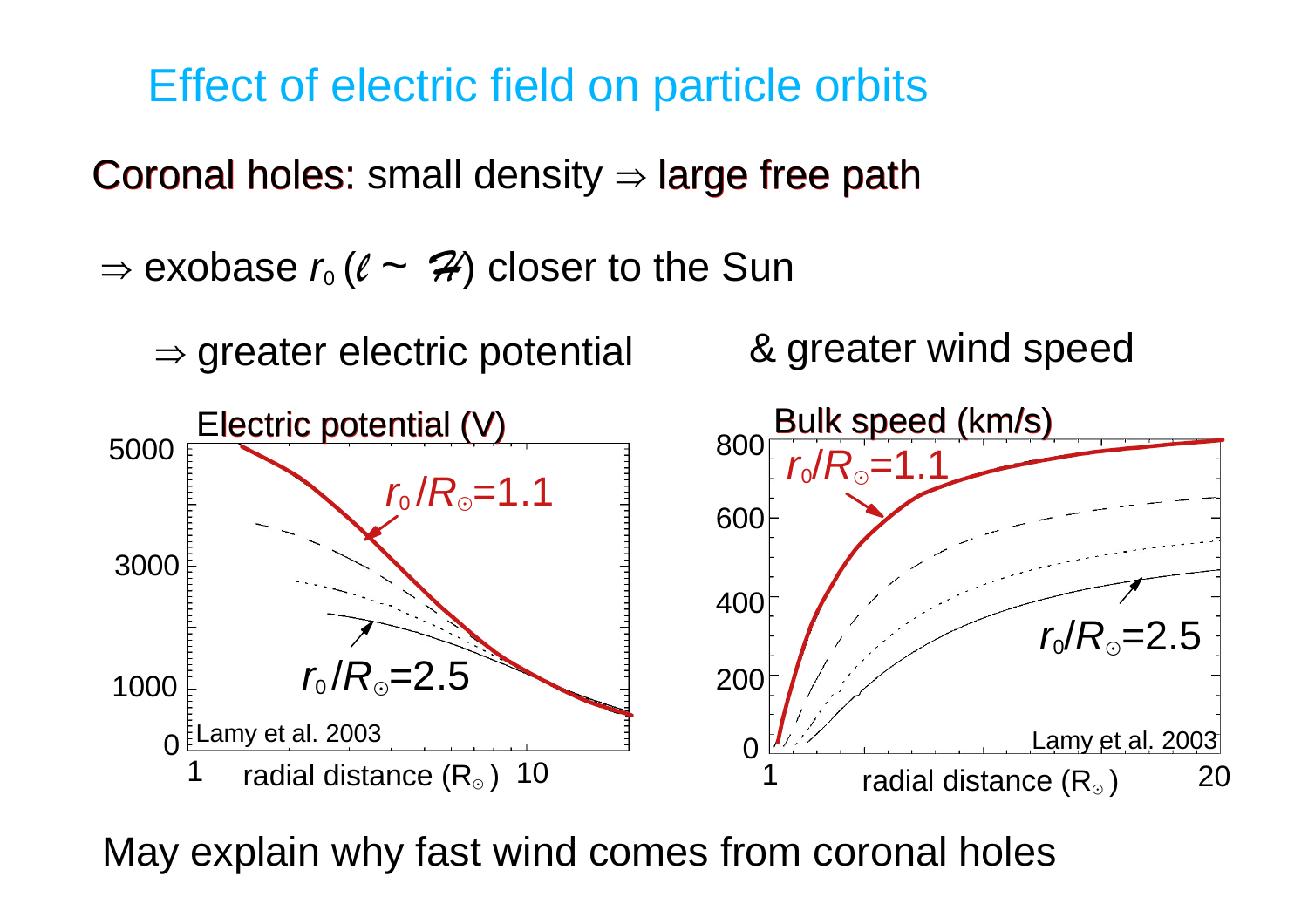# Effect of electric field on particle orbits

Coronal holes: small density ⇒ large free path

⇒ exobase $r_0$ ($\ell \sim \mathcal{H}$) closer to the Sun

⇒ greater electric potential & greater wind speed

Electric potential (V)

Bulk speed (km/s)

May explain why fast wind comes from coronal holes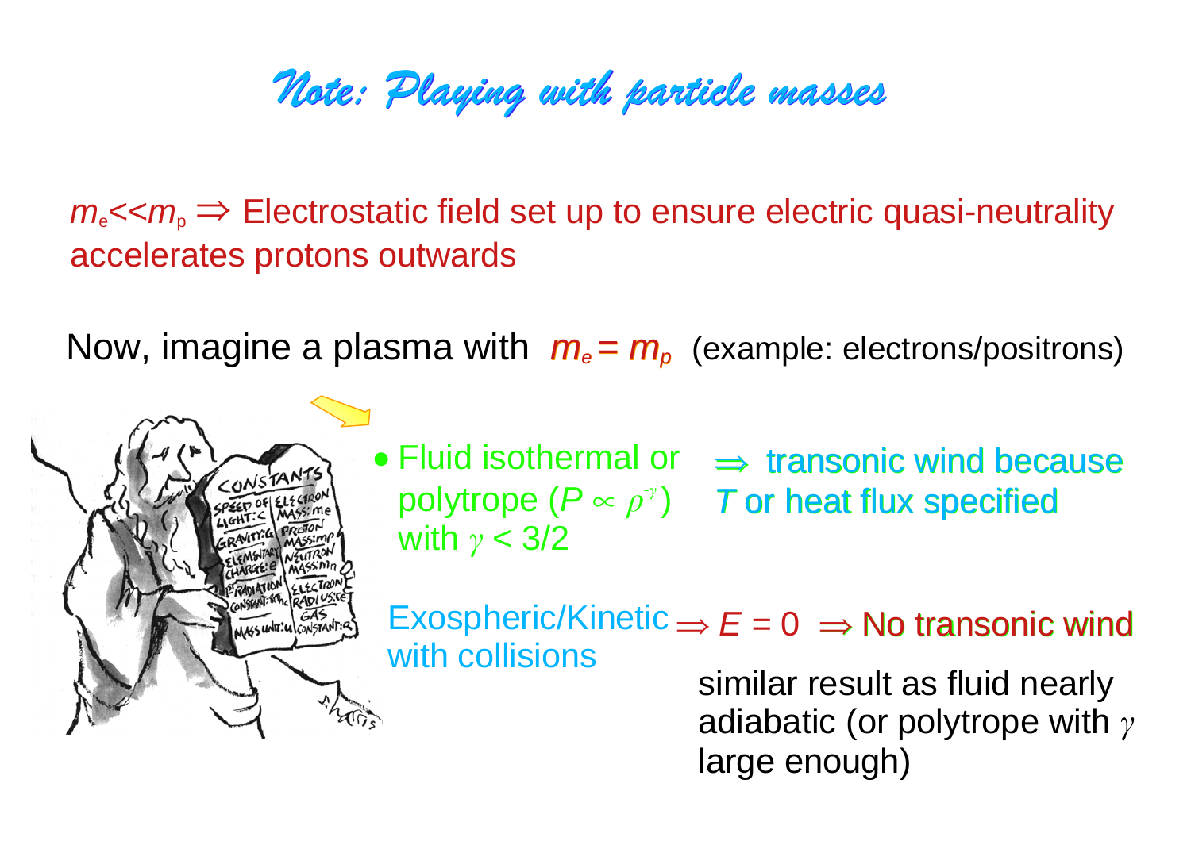# Note: Playing with particle masses

$m_e << m_p \Rightarrow$ Electrostatic field set up to ensure electric quasi-neutrality accelerates protons outwards

Now, imagine a plasma with $m_e = m_p$ (example: electrons/positrons)

- Fluid isothermal or polytrope ($P \propto \rho^{\gamma}$) with $\gamma < 3/2$ $\Rightarrow$ transonic wind because $T$ or heat flux specified

Exospheric/Kinetic with collisions $\Rightarrow E = 0 \Rightarrow$ No transonic wind

similar result as fluid nearly adiabatic (or polytrope with $\gamma$ large enough)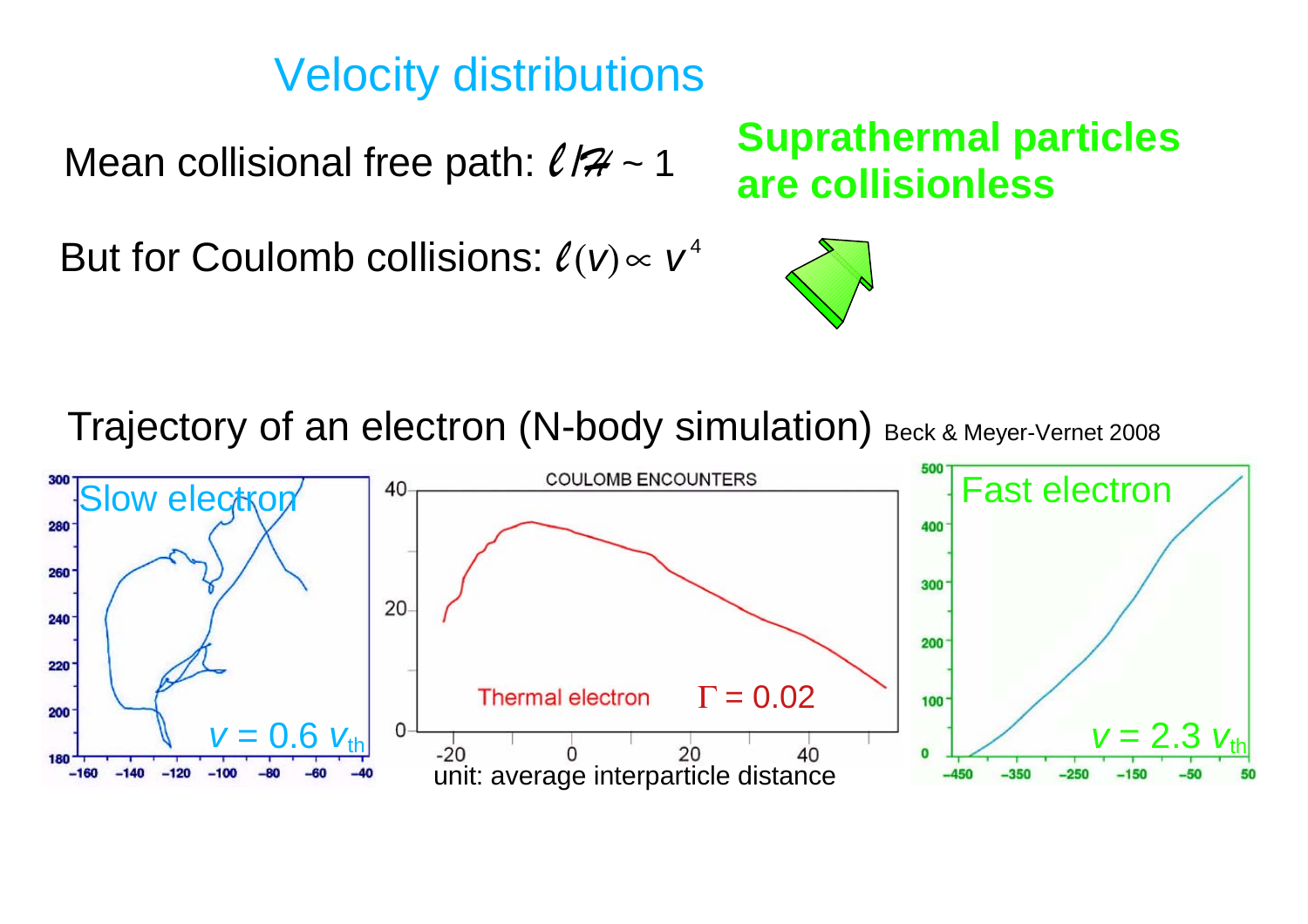# Velocity distributions

Mean collisional free path: $\ell / \mathcal{H} \sim 1$

But for Coulomb collisions: $\ell(v) \propto v^4$

**Suprathermal particles are collisionless**

Trajectory of an electron (N-body simulation) Beck & Meyer-Vernet 2008

Slow electron

$v = 0.6\, v_{th}$

COULOMB ENCOUNTERS

Thermal electron $\Gamma = 0.02$

unit: average interparticle distance

Fast electron

$v = 2.3\, v_{th}$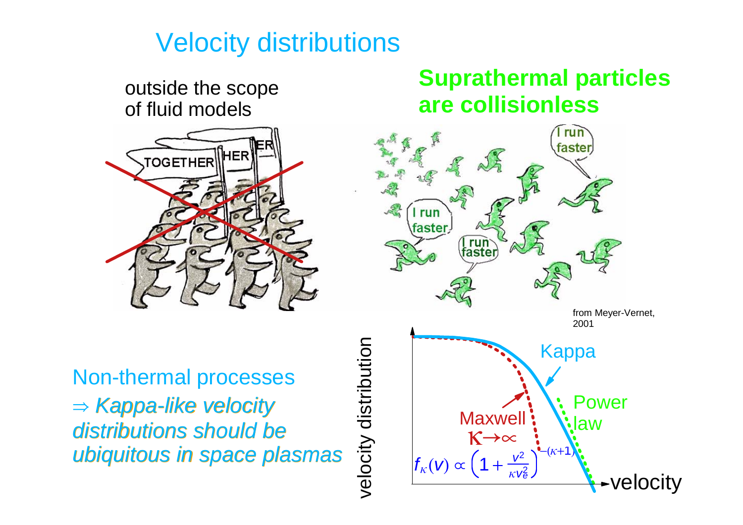# Velocity distributions

outside the scope of fluid models

TOGETHER

**Suprathermal particles are collisionless**

I run faster

I run faster

I run faster

from Meyer-Vernet, 2001

Non-thermal processes

⇒ *Kappa-like velocity distributions should be ubiquitous in space plasmas*

velocity distribution

Kappa

Power law

Maxwell

$\kappa \to \infty$

$$f_\kappa(v) \propto \left(1 + \frac{v^2}{\kappa v_e^2}\right)^{-(\kappa+1)}$$

velocity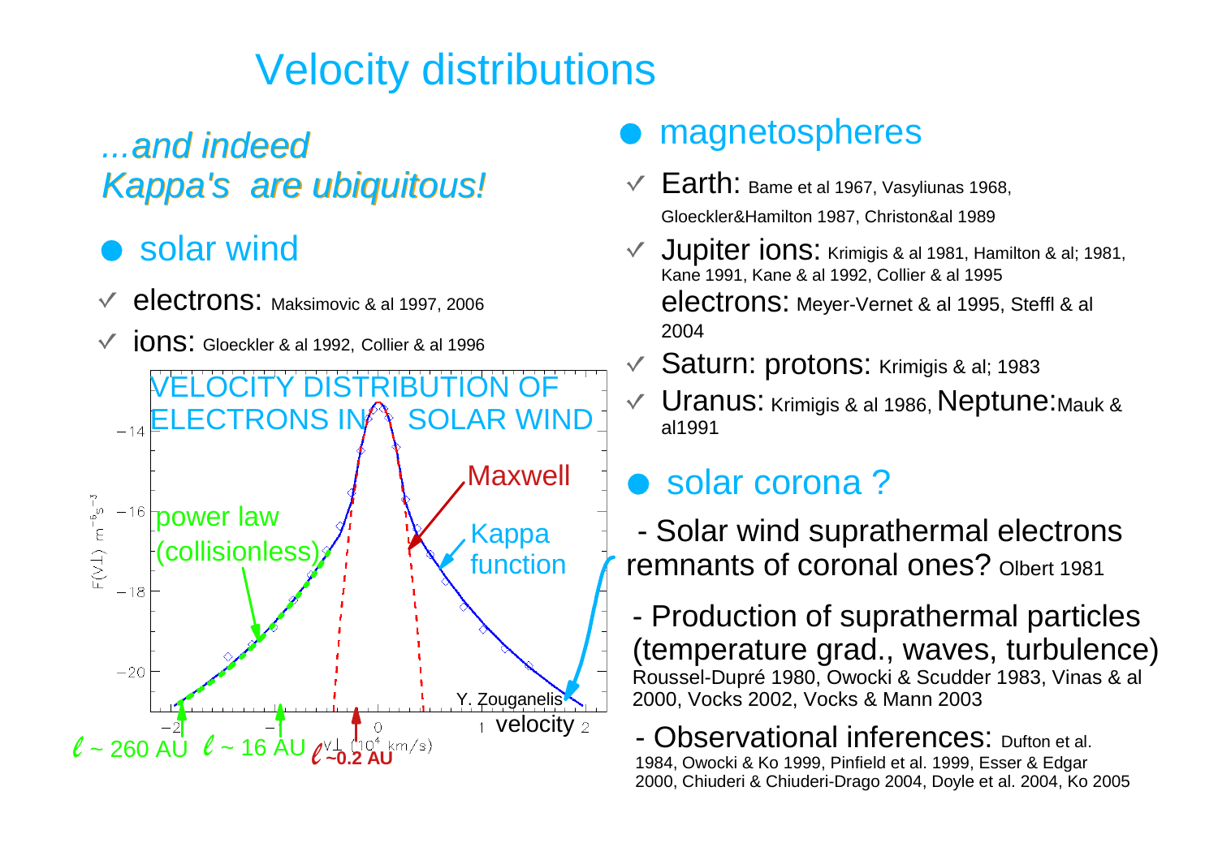# Velocity distributions

*...and indeed Kappa's are ubiquitous!*

- solar wind
  - ✓ electrons: Maksimovic & al 1997, 2006
  - ✓ ions: Gloeckler & al 1992, Collier & al 1996

VELOCITY DISTRIBUTION OF ELECTRONS IN SOLAR WIND

Maxwell

power law (collisionless)

Kappa function

Y. Zouganelis

velocity

$\ell$ ~ 260 AU $\ell$ ~ 16 AU $\ell$ ~0.2 AU

- magnetospheres
  - ✓ Earth: Bame et al 1967, Vasyliunas 1968, Gloeckler&Hamilton 1987, Christon&al 1989
  - ✓ Jupiter ions: Krimigis & al 1981, Hamilton & al; 1981, Kane 1991, Kane & al 1992, Collier & al 1995
    electrons: Meyer-Vernet & al 1995, Steffl & al 2004
  - ✓ Saturn: protons: Krimigis & al; 1983
  - ✓ Uranus: Krimigis & al 1986, Neptune: Mauk & al1991

- solar corona ?
  - Solar wind suprathermal electrons remnants of coronal ones? Olbert 1981
  - Production of suprathermal particles (temperature grad., waves, turbulence) Roussel-Dupré 1980, Owocki & Scudder 1983, Vinas & al 2000, Vocks 2002, Vocks & Mann 2003
  - Observational inferences: Dufton et al. 1984, Owocki & Ko 1999, Pinfield et al. 1999, Esser & Edgar 2000, Chiuderi & Chiuderi-Drago 2004, Doyle et al. 2004, Ko 2005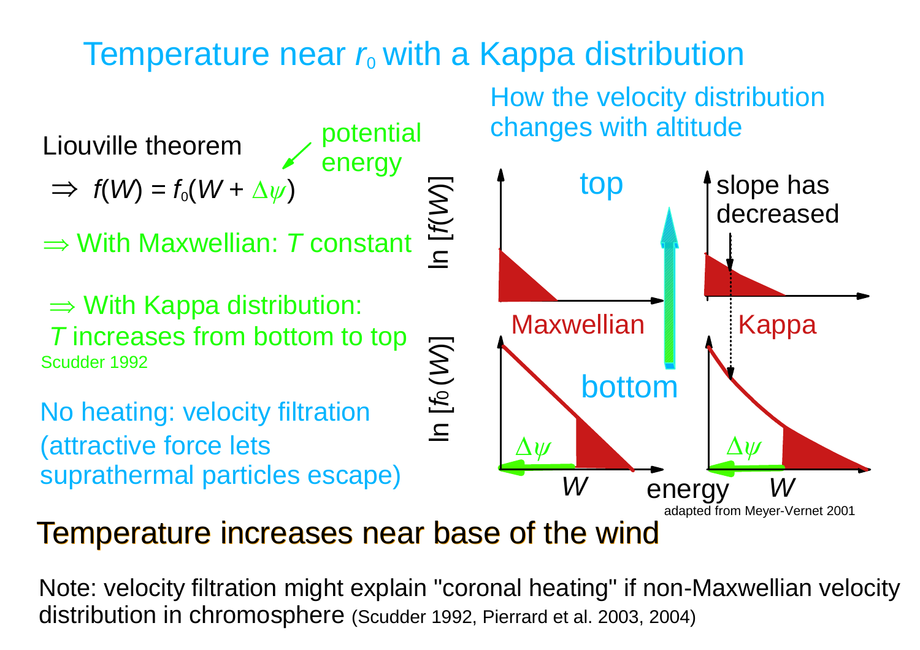# Temperature near $r_0$ with a Kappa distribution

Liouville theorem

$\Rightarrow$ $f(W) = f_0(W + \Delta\psi)$ — potential energy

$\Rightarrow$ With Maxwellian: $T$ constant

$\Rightarrow$ With Kappa distribution: $T$ increases from bottom to top
Scudder 1992

No heating: velocity filtration
(attractive force lets suprathermal particles escape)

How the velocity distribution changes with altitude

top — ln [$f(W)$] — slope has decreased

Maxwellian — Kappa

bottom — ln [$f_0(W)$] — $\Delta\psi$ — $W$ — energy — $\Delta\psi$ — $W$

adapted from Meyer-Vernet 2001

**Temperature increases near base of the wind**

Note: velocity filtration might explain "coronal heating" if non-Maxwellian velocity distribution in chromosphere (Scudder 1992, Pierrard et al. 2003, 2004)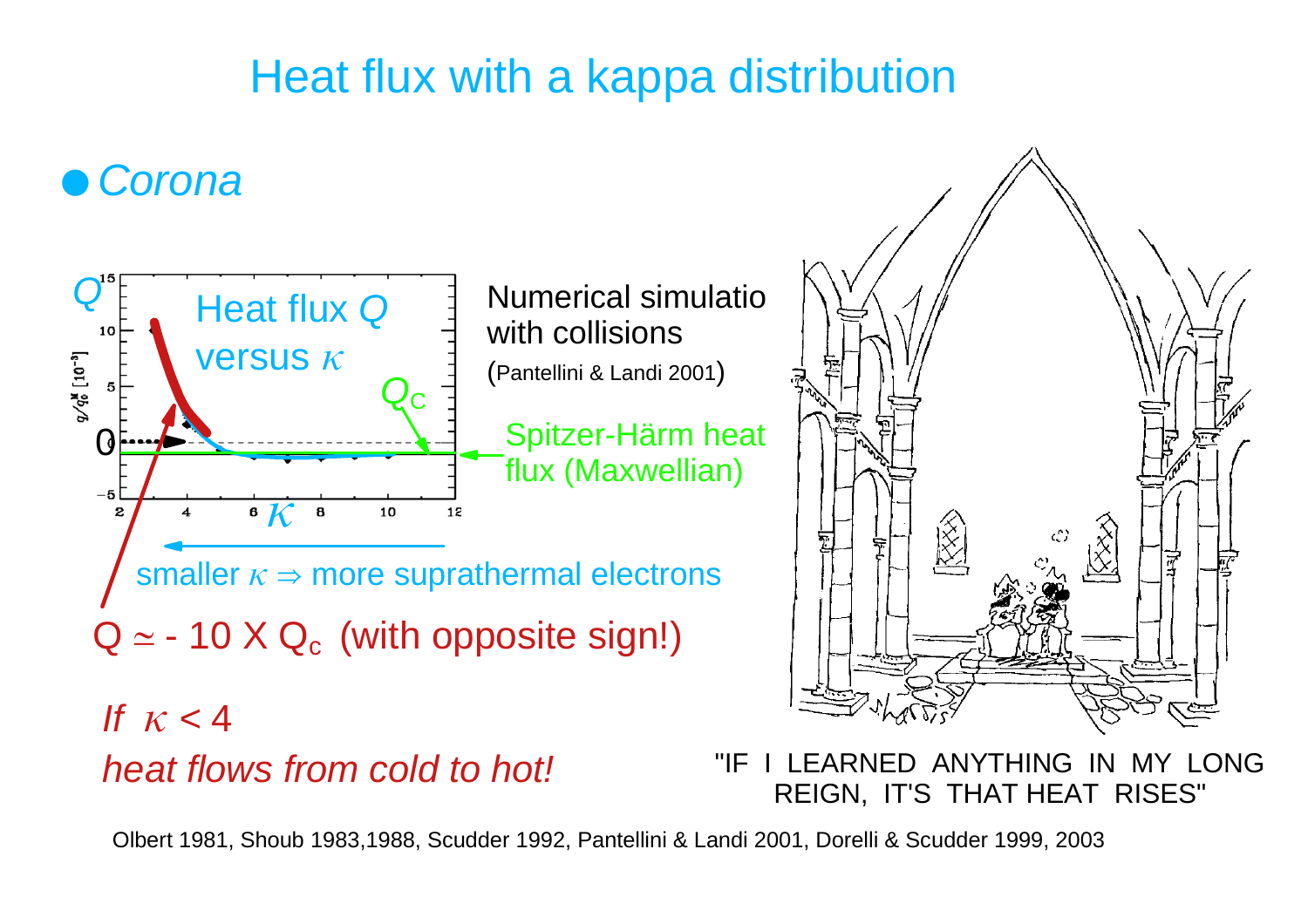# Heat flux with a kappa distribution

- *Corona*

Heat flux $Q$ versus $\kappa$

$Q_C$

Numerical simulatio with collisions (Pantellini & Landi 2001)

Spitzer-Härm heat flux (Maxwellian)

smaller $\kappa \Rightarrow$ more suprathermal electrons

$Q \simeq -10 \times Q_c$ (with opposite sign!)

*If $\kappa < 4$*

*heat flows from cold to hot!*

"IF I LEARNED ANYTHING IN MY LONG REIGN, IT'S THAT HEAT RISES"

Olbert 1981, Shoub 1983,1988, Scudder 1992, Pantellini & Landi 2001, Dorelli & Scudder 1999, 2003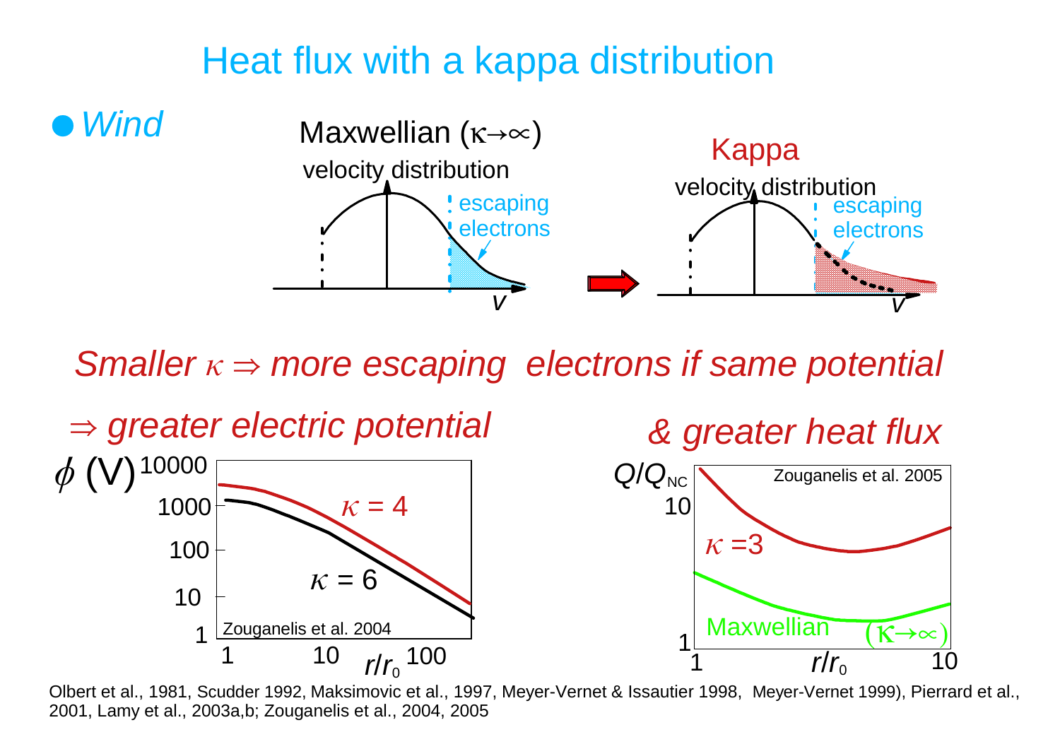# Heat flux with a kappa distribution

- *Wind*

Maxwellian ($\kappa \to \infty$) velocity distribution — escaping electrons

Kappa velocity distribution — escaping electrons

*Smaller $\kappa \Rightarrow$ more escaping electrons if same potential*

*$\Rightarrow$ greater electric potential*

$\phi$ (V) — $\kappa = 4$, $\kappa = 6$ — $r/r_0$ — Zouganelis et al. 2004

*& greater heat flux*

$Q/Q_{NC}$ — $\kappa = 3$, Maxwellian ($\kappa \to \infty$) — $r/r_0$ — Zouganelis et al. 2005

Olbert et al., 1981, Scudder 1992, Maksimovic et al., 1997, Meyer-Vernet & Issautier 1998, Meyer-Vernet 1999), Pierrard et al., 2001, Lamy et al., 2003a,b; Zouganelis et al., 2004, 2005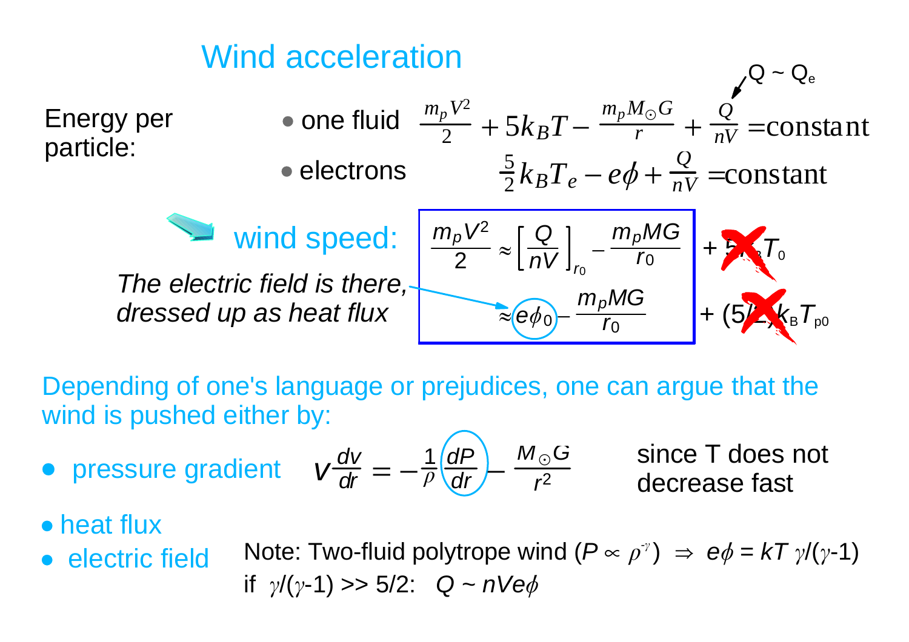# Wind acceleration

Energy per particle:

- one fluid $\frac{m_p V^2}{2} + 5k_B T - \frac{m_p M_\odot G}{r} + \frac{Q}{nV} = \text{constant}$ ($Q \sim Q_e$)
- electrons $\frac{5}{2} k_B T_e - e\phi + \frac{Q}{nV} = \text{constant}$

wind speed:

$$\frac{m_p V^2}{2} \approx \left[\frac{Q}{nV}\right]_{r_0} - \frac{m_p M G}{r_0} + 5k_B T_0$$

$$\approx e\phi_0 - \frac{m_p M G}{r_0} + (5/2)k_B T_{p0}$$

(the terms $5k_B T_0$ and $(5/2)k_B T_{p0}$ are crossed out)

*The electric field is there, dressed up as heat flux*

Depending of one's language or prejudices, one can argue that the wind is pushed either by:

- pressure gradient $V\frac{dv}{dr} = -\frac{1}{\rho}\frac{dP}{dr} - \frac{M_\odot G}{r^2}$ since T does not decrease fast
- heat flux
- electric field

Note: Two-fluid polytrope wind ($P \propto \rho^{\gamma}$) $\Rightarrow$ $e\phi = kT\,\gamma/(\gamma-1)$

if $\gamma/(\gamma-1) >> 5/2$: $Q \sim nVe\phi$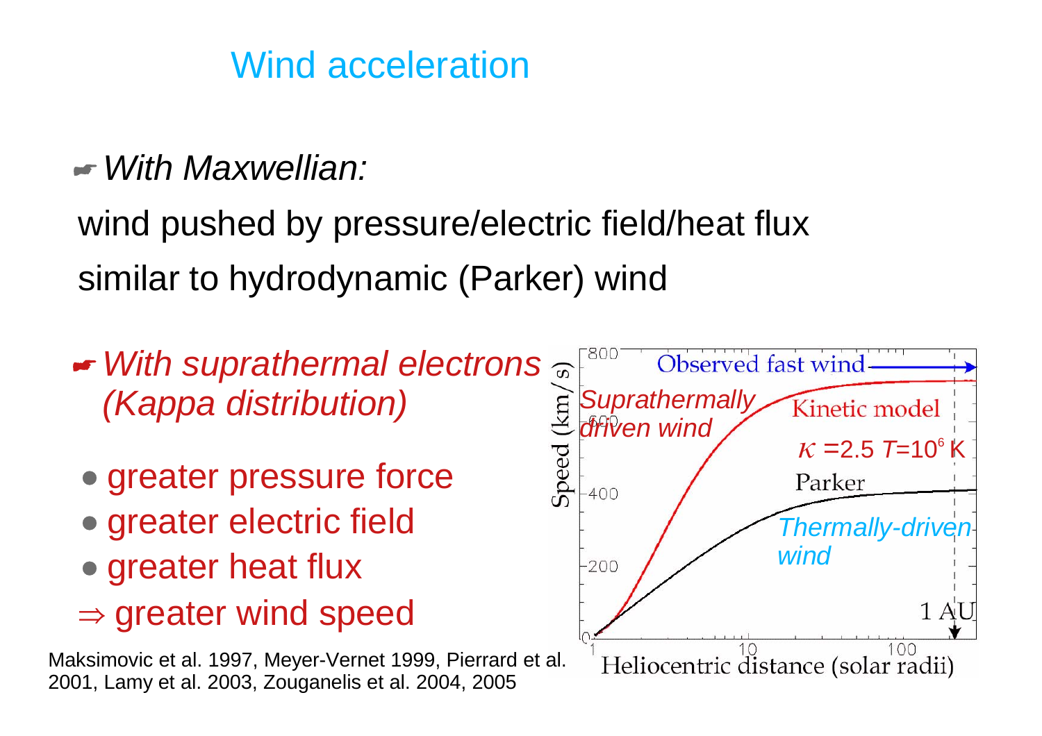# Wind acceleration

☛ *With Maxwellian:*

wind pushed by pressure/electric field/heat flux

similar to hydrodynamic (Parker) wind

☛ *With suprathermal electrons (Kappa distribution)*

- greater pressure force
- greater electric field
- greater heat flux

⇒ greater wind speed

Maksimovic et al. 1997, Meyer-Vernet 1999, Pierrard et al. 2001, Lamy et al. 2003, Zouganelis et al. 2004, 2005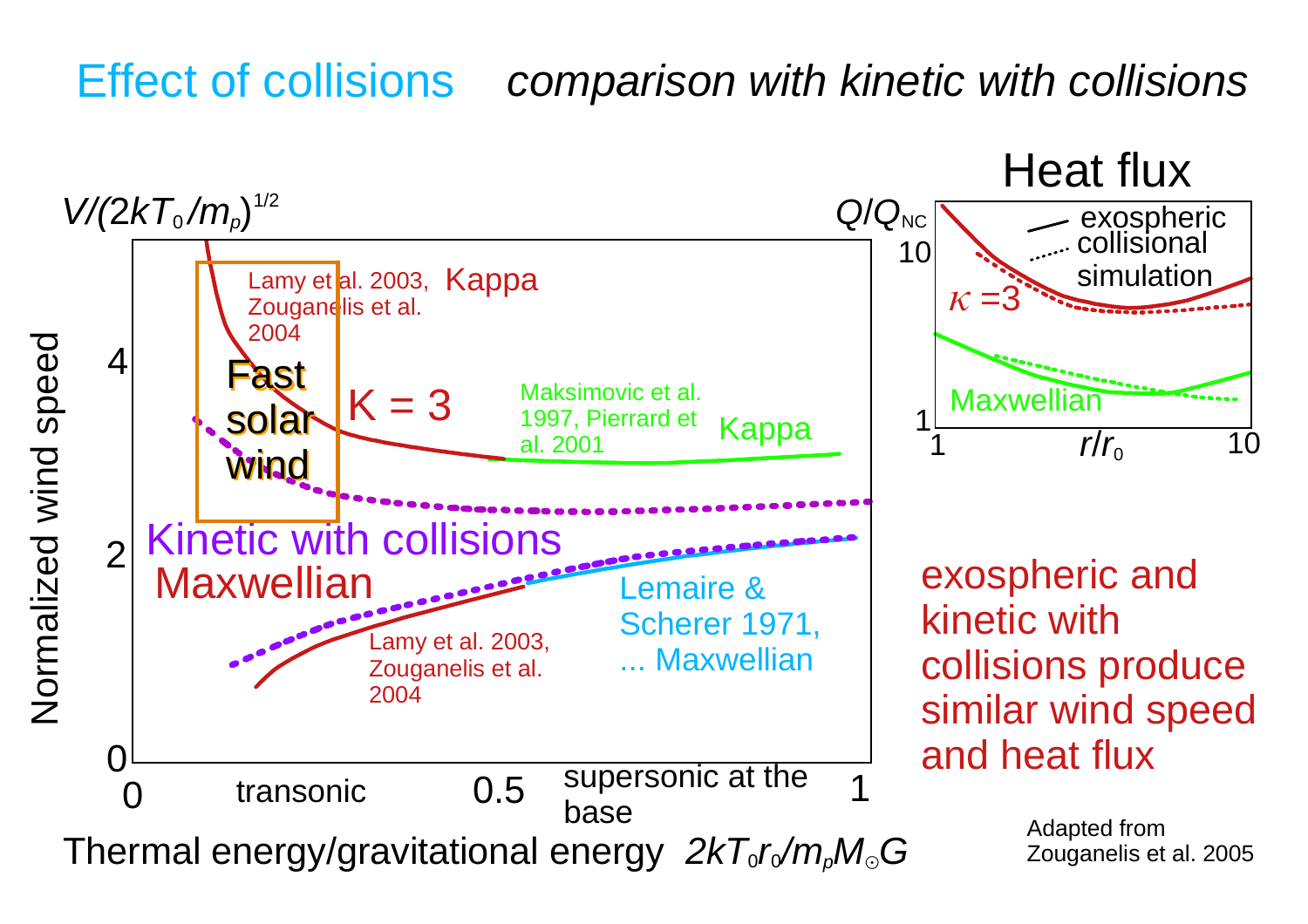# Effect of collisions *comparison with kinetic with collisions*

$V/(2kT_0/m_p)^{1/2}$

Normalized wind speed

Lamy et al. 2003, Zouganelis et al. 2004 — Kappa

Fast solar wind

K = 3

Maksimovic et al. 1997, Pierrard et al. 2001 — Kappa

Kinetic with collisions

Maxwellian

Lamy et al. 2003, Zouganelis et al. 2004

Lemaire & Scherer 1971, ... Maxwellian

0, 2, 4

0 — transonic — 0.5 — supersonic at the base — 1

Thermal energy/gravitational energy $2kT_0r_0/m_pM_\odot G$

## Heat flux

$Q/Q_{NC}$

exospheric

collisional simulation

$\kappa$ =3

Maxwellian

1, 10

$r/r_0$

exospheric and kinetic with collisions produce similar wind speed and heat flux

Adapted from Zouganelis et al. 2005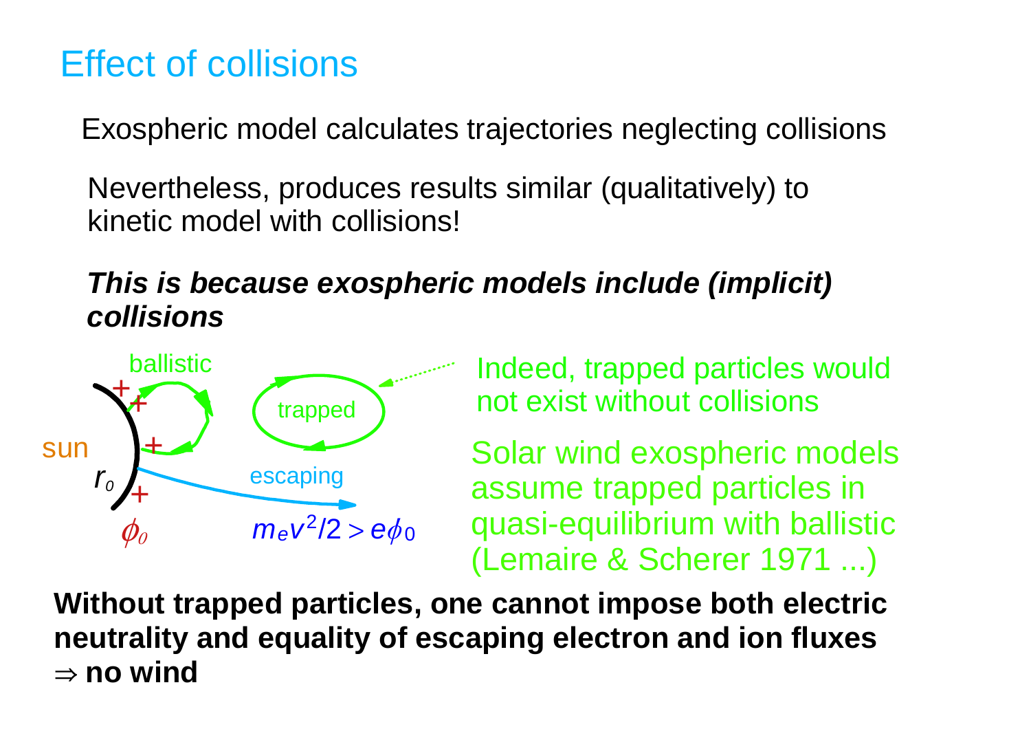# Effect of collisions

Exospheric model calculates trajectories neglecting collisions

Nevertheless, produces results similar (qualitatively) to kinetic model with collisions!

***This is because exospheric models include (implicit) collisions***

ballistic

trapped

sun

$r_0$

escaping

$\phi_0$

$m_e v^2/2 > e\phi_0$

Indeed, trapped particles would not exist without collisions

Solar wind exospheric models assume trapped particles in quasi-equilibrium with ballistic (Lemaire & Scherer 1971 ...)

**Without trapped particles, one cannot impose both electric neutrality and equality of escaping electron and ion fluxes**
**$\Rightarrow$ no wind**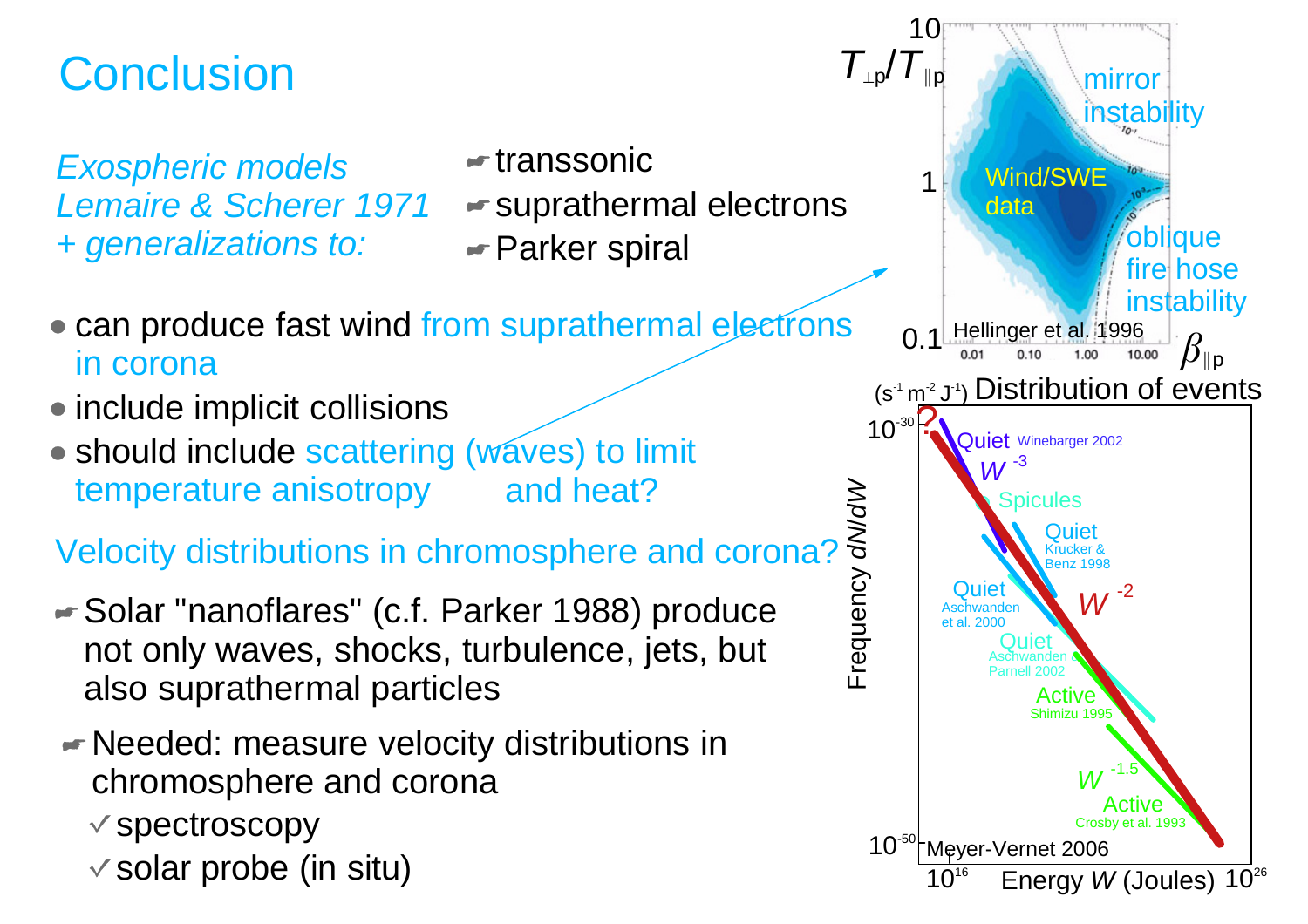# Conclusion

*Exospheric models*
*Lemaire & Scherer 1971*
*+ generalizations to:*

- transsonic
- suprathermal electrons
- Parker spiral

- can produce fast wind from suprathermal electrons in corona
- include implicit collisions
- should include scattering (waves) to limit temperature anisotropy and heat?

Velocity distributions in chromosphere and corona?

- Solar "nanoflares" (c.f. Parker 1988) produce not only waves, shocks, turbulence, jets, but also suprathermal particles
- Needed: measure velocity distributions in chromosphere and corona
  - ✓ spectroscopy
  - ✓ solar probe (in situ)

$T_{\perp p}/T_{\parallel p}$
10
1
0.1
mirror instability
Wind/SWE data
oblique fire hose instability
Hellinger et al. 1996
0.01 0.10 1.00 10.00 $\beta_{\parallel p}$

($s^{-1}\,m^{-2}\,J^{-1}$) Distribution of events
Frequency $dN/dW$
$10^{-30}$
$10^{-50}$
?
Quiet Winebarger 2002
$W^{-3}$
Spicules
Quiet Krucker & Benz 1998
Quiet Aschwanden et al. 2000
$W^{-2}$
Quiet Aschwanden & Parnell 2002
Active Shimizu 1995
$W^{-1.5}$
Active Crosby et al. 1993
Meyer-Vernet 2006
$10^{16}$ Energy $W$ (Joules) $10^{26}$